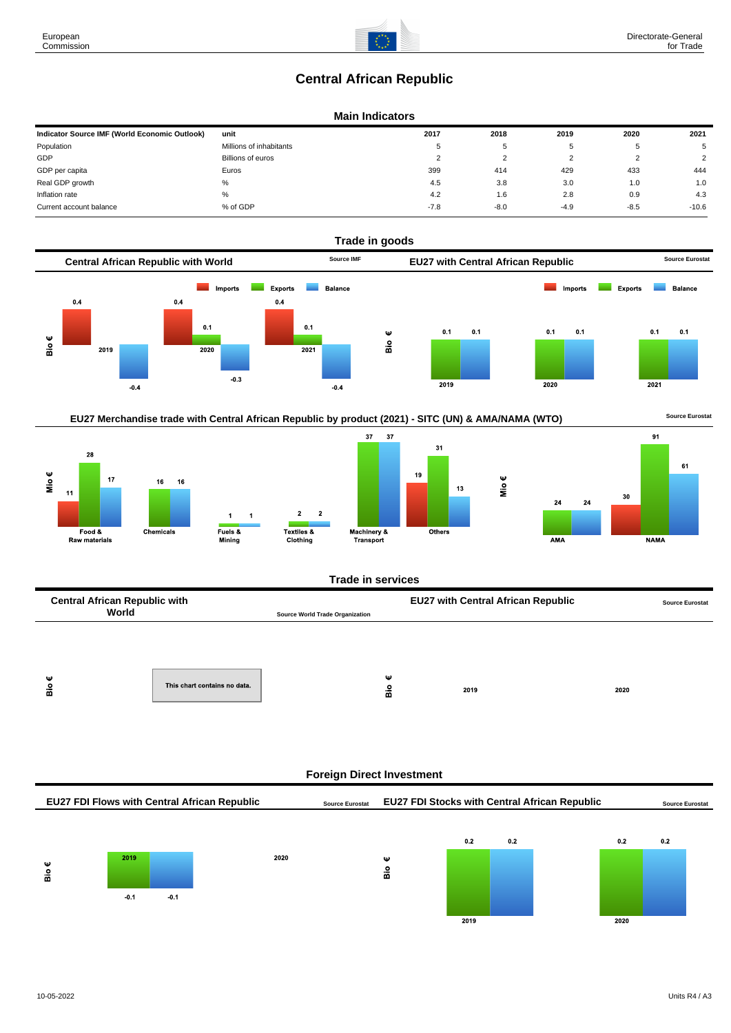# Central African Republic

## Main Indicators

| Indicator Source IMF (World Economic Outlook) | unit | 2017 | 2018 | 2019 | 2020 | 2021 |
|---|---|---|---|---|---|---|
| Population | Millions of inhabitants | 5 | 5 | 5 | 5 | 5 |
| GDP | Billions of euros | 2 | 2 | 2 | 2 | 2 |
| GDP per capita | Euros | 399 | 414 | 429 | 433 | 444 |
| Real GDP growth | % | 4.5 | 3.8 | 3.0 | 1.0 | 1.0 |
| Inflation rate | % | 4.2 | 1.6 | 2.8 | 0.9 | 4.3 |
| Current account balance | % of GDP | -7.8 | -8.0 | -4.9 | -8.5 | -10.6 |

## Trade in goods

### Central African Republic with World

Source IMF

Bio €

| | Imports | Exports | Balance |
|---|---|---|---|
| 2019 | 0.4 | | -0.4 |
| 2020 | 0.4 | 0.1 | -0.3 |
| 2021 | 0.4 | 0.1 | -0.4 |

### EU27 with Central African Republic

Source Eurostat

Bio €

| | Imports | Exports | Balance |
|---|---|---|---|
| 2019 | | 0.1 | 0.1 |
| 2020 | | 0.1 | 0.1 |
| 2021 | | 0.1 | 0.1 |

### EU27 Merchandise trade with Central African Republic by product (2021) - SITC (UN) & AMA/NAMA (WTO)

Source Eurostat

Mio €

| | Imports | Exports | Balance |
|---|---|---|---|
| Food & Raw materials | 11 | 28 | 17 |
| Chemicals | | 16 | 16 |
| Fuels & Mining | | 1 | 1 |
| Textiles & Clothing | | 2 | 2 |
| Machinery & Transport | | 37 | 37 |
| Others | 19 | 31 | 13 |
| AMA | | 24 | 24 |
| NAMA | 30 | 91 | 61 |

## Trade in services

### Central African Republic with World

Source World Trade Organization

Bio €

This chart contains no data.

### EU27 with Central African Republic

Source Eurostat

Bio €

2019 2020

## Foreign Direct Investment

### EU27 FDI Flows with Central African Republic

Source Eurostat

Bio €

| | | |
|---|---|---|
| 2019 | -0.1 | -0.1 |
| 2020 | | |

### EU27 FDI Stocks with Central African Republic

Source Eurostat

Bio €

| | | |
|---|---|---|
| 2019 | 0.2 | 0.2 |
| 2020 | 0.2 | 0.2 |

10-05-2022

Units R4 / A3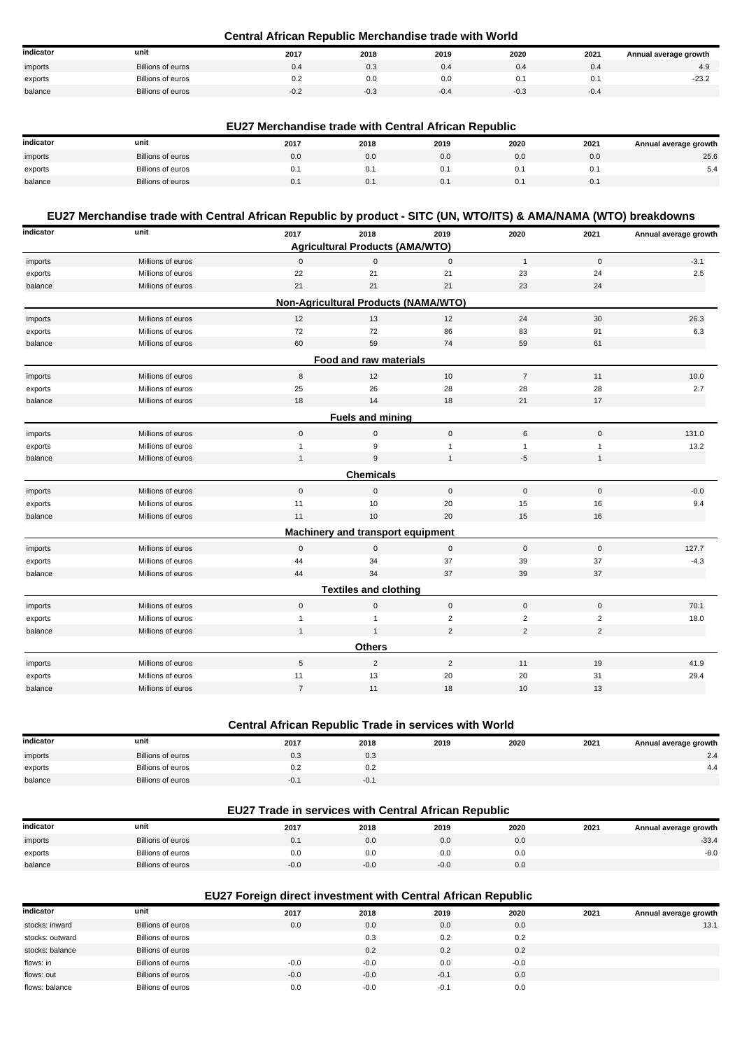### Central African Republic Merchandise trade with World

| indicator | unit | 2017 | 2018 | 2019 | 2020 | 2021 | Annual average growth |
|---|---|---|---|---|---|---|---|
| imports | Billions of euros | 0.4 | 0.3 | 0.4 | 0.4 | 0.4 | 4.9 |
| exports | Billions of euros | 0.2 | 0.0 | 0.0 | 0.1 | 0.1 | -23.2 |
| balance | Billions of euros | -0.2 | -0.3 | -0.4 | -0.3 | -0.4 | |

### EU27 Merchandise trade with Central African Republic

| indicator | unit | 2017 | 2018 | 2019 | 2020 | 2021 | Annual average growth |
|---|---|---|---|---|---|---|---|
| imports | Billions of euros | 0.0 | 0.0 | 0.0 | 0.0 | 0.0 | 25.6 |
| exports | Billions of euros | 0.1 | 0.1 | 0.1 | 0.1 | 0.1 | 5.4 |
| balance | Billions of euros | 0.1 | 0.1 | 0.1 | 0.1 | 0.1 | |

### EU27 Merchandise trade with Central African Republic by product - SITC (UN, WTO/ITS) & AMA/NAMA (WTO) breakdowns

| indicator | unit | 2017 | 2018 | 2019 | 2020 | 2021 | Annual average growth |
|---|---|---|---|---|---|---|---|
| **Agricultural Products (AMA/WTO)** | | | | | | | |
| imports | Millions of euros | 0 | 0 | 0 | 1 | 0 | -3.1 |
| exports | Millions of euros | 22 | 21 | 21 | 23 | 24 | 2.5 |
| balance | Millions of euros | 21 | 21 | 21 | 23 | 24 | |
| **Non-Agricultural Products (NAMA/WTO)** | | | | | | | |
| imports | Millions of euros | 12 | 13 | 12 | 24 | 30 | 26.3 |
| exports | Millions of euros | 72 | 72 | 86 | 83 | 91 | 6.3 |
| balance | Millions of euros | 60 | 59 | 74 | 59 | 61 | |
| **Food and raw materials** | | | | | | | |
| imports | Millions of euros | 8 | 12 | 10 | 7 | 11 | 10.0 |
| exports | Millions of euros | 25 | 26 | 28 | 28 | 28 | 2.7 |
| balance | Millions of euros | 18 | 14 | 18 | 21 | 17 | |
| **Fuels and mining** | | | | | | | |
| imports | Millions of euros | 0 | 0 | 0 | 6 | 0 | 131.0 |
| exports | Millions of euros | 1 | 9 | 1 | 1 | 1 | 13.2 |
| balance | Millions of euros | 1 | 9 | 1 | -5 | 1 | |
| **Chemicals** | | | | | | | |
| imports | Millions of euros | 0 | 0 | 0 | 0 | 0 | -0.0 |
| exports | Millions of euros | 11 | 10 | 20 | 15 | 16 | 9.4 |
| balance | Millions of euros | 11 | 10 | 20 | 15 | 16 | |
| **Machinery and transport equipment** | | | | | | | |
| imports | Millions of euros | 0 | 0 | 0 | 0 | 0 | 127.7 |
| exports | Millions of euros | 44 | 34 | 37 | 39 | 37 | -4.3 |
| balance | Millions of euros | 44 | 34 | 37 | 39 | 37 | |
| **Textiles and clothing** | | | | | | | |
| imports | Millions of euros | 0 | 0 | 0 | 0 | 0 | 70.1 |
| exports | Millions of euros | 1 | 1 | 2 | 2 | 2 | 18.0 |
| balance | Millions of euros | 1 | 1 | 2 | 2 | 2 | |
| **Others** | | | | | | | |
| imports | Millions of euros | 5 | 2 | 2 | 11 | 19 | 41.9 |
| exports | Millions of euros | 11 | 13 | 20 | 20 | 31 | 29.4 |
| balance | Millions of euros | 7 | 11 | 18 | 10 | 13 | |

### Central African Republic Trade in services with World

| indicator | unit | 2017 | 2018 | 2019 | 2020 | 2021 | Annual average growth |
|---|---|---|---|---|---|---|---|
| imports | Billions of euros | 0.3 | 0.3 | | | | 2.4 |
| exports | Billions of euros | 0.2 | 0.2 | | | | 4.4 |
| balance | Billions of euros | -0.1 | -0.1 | | | | |

### EU27 Trade in services with Central African Republic

| indicator | unit | 2017 | 2018 | 2019 | 2020 | 2021 | Annual average growth |
|---|---|---|---|---|---|---|---|
| imports | Billions of euros | 0.1 | 0.0 | 0.0 | 0.0 | | -33.4 |
| exports | Billions of euros | 0.0 | 0.0 | 0.0 | 0.0 | | -8.0 |
| balance | Billions of euros | -0.0 | -0.0 | -0.0 | 0.0 | | |

### EU27 Foreign direct investment with Central African Republic

| indicator | unit | 2017 | 2018 | 2019 | 2020 | 2021 | Annual average growth |
|---|---|---|---|---|---|---|---|
| stocks: inward | Billions of euros | 0.0 | 0.0 | 0.0 | 0.0 | | 13.1 |
| stocks: outward | Billions of euros | | 0.3 | 0.2 | 0.2 | | |
| stocks: balance | Billions of euros | | 0.2 | 0.2 | 0.2 | | |
| flows: in | Billions of euros | -0.0 | -0.0 | 0.0 | -0.0 | | |
| flows: out | Billions of euros | -0.0 | -0.0 | -0.1 | 0.0 | | |
| flows: balance | Billions of euros | 0.0 | -0.0 | -0.1 | 0.0 | | |